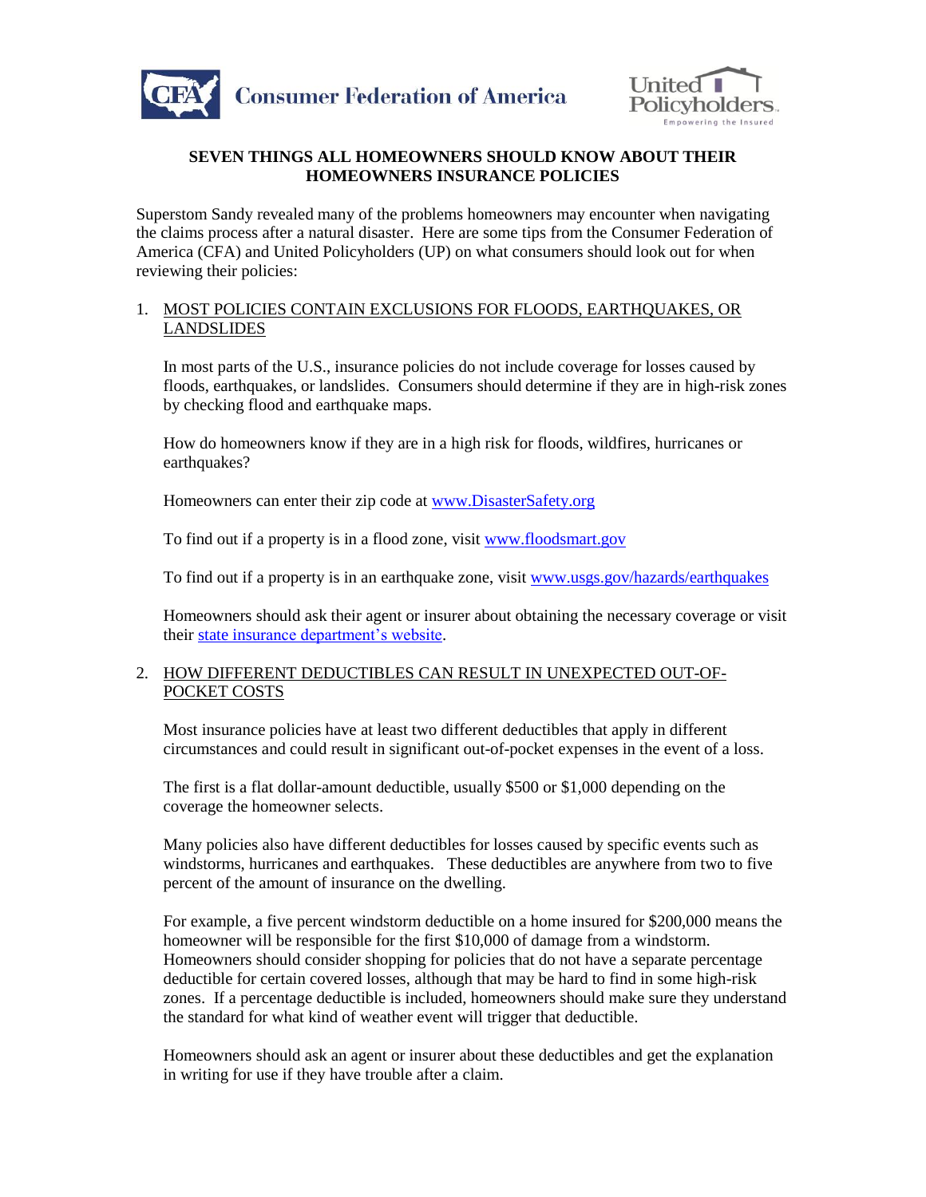Consumer Federation of America

United Policyholders — Empowering the Insured

## SEVEN THINGS ALL HOMEOWNERS SHOULD KNOW ABOUT THEIR HOMEOWNERS INSURANCE POLICIES

Superstom Sandy revealed many of the problems homeowners may encounter when navigating the claims process after a natural disaster. Here are some tips from the Consumer Federation of America (CFA) and United Policyholders (UP) on what consumers should look out for when reviewing their policies:

### 1. MOST POLICIES CONTAIN EXCLUSIONS FOR FLOODS, EARTHQUAKES, OR LANDSLIDES

In most parts of the U.S., insurance policies do not include coverage for losses caused by floods, earthquakes, or landslides. Consumers should determine if they are in high-risk zones by checking flood and earthquake maps.

How do homeowners know if they are in a high risk for floods, wildfires, hurricanes or earthquakes?

Homeowners can enter their zip code at [www.DisasterSafety.org](www.DisasterSafety.org)

To find out if a property is in a flood zone, visit [www.floodsmart.gov](www.floodsmart.gov)

To find out if a property is in an earthquake zone, visit [www.usgs.gov/hazards/earthquakes](www.usgs.gov/hazards/earthquakes)

Homeowners should ask their agent or insurer about obtaining the necessary coverage or visit their state insurance department's website.

### 2. HOW DIFFERENT DEDUCTIBLES CAN RESULT IN UNEXPECTED OUT-OF-POCKET COSTS

Most insurance policies have at least two different deductibles that apply in different circumstances and could result in significant out-of-pocket expenses in the event of a loss.

The first is a flat dollar-amount deductible, usually $500 or $1,000 depending on the coverage the homeowner selects.

Many policies also have different deductibles for losses caused by specific events such as windstorms, hurricanes and earthquakes. These deductibles are anywhere from two to five percent of the amount of insurance on the dwelling.

For example, a five percent windstorm deductible on a home insured for $200,000 means the homeowner will be responsible for the first $10,000 of damage from a windstorm. Homeowners should consider shopping for policies that do not have a separate percentage deductible for certain covered losses, although that may be hard to find in some high-risk zones. If a percentage deductible is included, homeowners should make sure they understand the standard for what kind of weather event will trigger that deductible.

Homeowners should ask an agent or insurer about these deductibles and get the explanation in writing for use if they have trouble after a claim.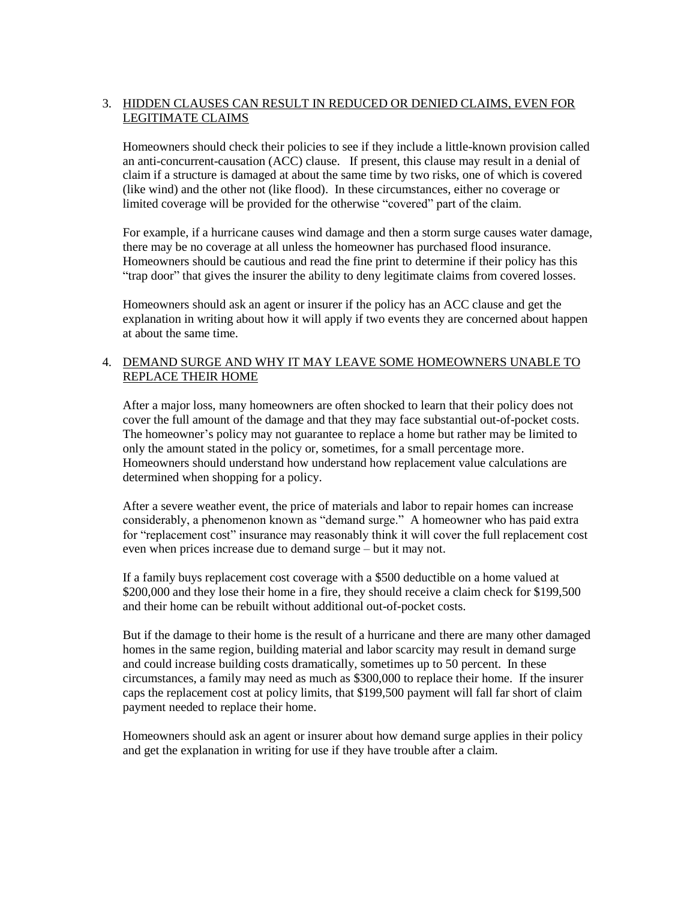3. <u>HIDDEN CLAUSES CAN RESULT IN REDUCED OR DENIED CLAIMS, EVEN FOR LEGITIMATE CLAIMS</u>

   Homeowners should check their policies to see if they include a little-known provision called an anti-concurrent-causation (ACC) clause. If present, this clause may result in a denial of claim if a structure is damaged at about the same time by two risks, one of which is covered (like wind) and the other not (like flood). In these circumstances, either no coverage or limited coverage will be provided for the otherwise "covered" part of the claim.

   For example, if a hurricane causes wind damage and then a storm surge causes water damage, there may be no coverage at all unless the homeowner has purchased flood insurance. Homeowners should be cautious and read the fine print to determine if their policy has this "trap door" that gives the insurer the ability to deny legitimate claims from covered losses.

   Homeowners should ask an agent or insurer if the policy has an ACC clause and get the explanation in writing about how it will apply if two events they are concerned about happen at about the same time.

4. <u>DEMAND SURGE AND WHY IT MAY LEAVE SOME HOMEOWNERS UNABLE TO REPLACE THEIR HOME</u>

   After a major loss, many homeowners are often shocked to learn that their policy does not cover the full amount of the damage and that they may face substantial out-of-pocket costs. The homeowner's policy may not guarantee to replace a home but rather may be limited to only the amount stated in the policy or, sometimes, for a small percentage more. Homeowners should understand how understand how replacement value calculations are determined when shopping for a policy.

   After a severe weather event, the price of materials and labor to repair homes can increase considerably, a phenomenon known as "demand surge." A homeowner who has paid extra for "replacement cost" insurance may reasonably think it will cover the full replacement cost even when prices increase due to demand surge – but it may not.

   If a family buys replacement cost coverage with a $500 deductible on a home valued at $200,000 and they lose their home in a fire, they should receive a claim check for $199,500 and their home can be rebuilt without additional out-of-pocket costs.

   But if the damage to their home is the result of a hurricane and there are many other damaged homes in the same region, building material and labor scarcity may result in demand surge and could increase building costs dramatically, sometimes up to 50 percent. In these circumstances, a family may need as much as $300,000 to replace their home. If the insurer caps the replacement cost at policy limits, that $199,500 payment will fall far short of claim payment needed to replace their home.

   Homeowners should ask an agent or insurer about how demand surge applies in their policy and get the explanation in writing for use if they have trouble after a claim.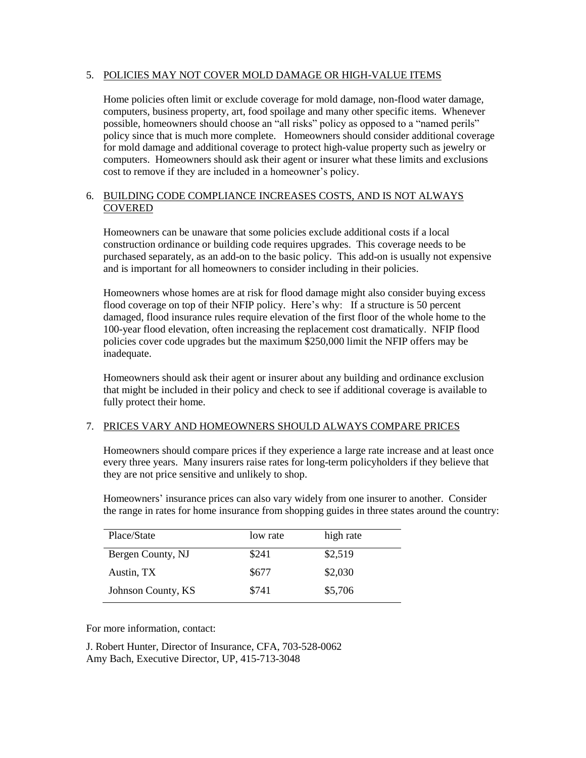5. POLICIES MAY NOT COVER MOLD DAMAGE OR HIGH-VALUE ITEMS

   Home policies often limit or exclude coverage for mold damage, non-flood water damage, computers, business property, art, food spoilage and many other specific items. Whenever possible, homeowners should choose an "all risks" policy as opposed to a "named perils" policy since that is much more complete. Homeowners should consider additional coverage for mold damage and additional coverage to protect high-value property such as jewelry or computers. Homeowners should ask their agent or insurer what these limits and exclusions cost to remove if they are included in a homeowner's policy.

6. BUILDING CODE COMPLIANCE INCREASES COSTS, AND IS NOT ALWAYS COVERED

   Homeowners can be unaware that some policies exclude additional costs if a local construction ordinance or building code requires upgrades. This coverage needs to be purchased separately, as an add-on to the basic policy. This add-on is usually not expensive and is important for all homeowners to consider including in their policies.

   Homeowners whose homes are at risk for flood damage might also consider buying excess flood coverage on top of their NFIP policy. Here's why: If a structure is 50 percent damaged, flood insurance rules require elevation of the first floor of the whole home to the 100-year flood elevation, often increasing the replacement cost dramatically. NFIP flood policies cover code upgrades but the maximum $250,000 limit the NFIP offers may be inadequate.

   Homeowners should ask their agent or insurer about any building and ordinance exclusion that might be included in their policy and check to see if additional coverage is available to fully protect their home.

7. PRICES VARY AND HOMEOWNERS SHOULD ALWAYS COMPARE PRICES

   Homeowners should compare prices if they experience a large rate increase and at least once every three years. Many insurers raise rates for long-term policyholders if they believe that they are not price sensitive and unlikely to shop.

   Homeowners' insurance prices can also vary widely from one insurer to another. Consider the range in rates for home insurance from shopping guides in three states around the country:

| Place/State | low rate | high rate |
|---|---|---|
| Bergen County, NJ | $241 | $2,519 |
| Austin, TX | $677 | $2,030 |
| Johnson County, KS | $741 | $5,706 |

For more information, contact:

J. Robert Hunter, Director of Insurance, CFA, 703-528-0062
Amy Bach, Executive Director, UP, 415-713-3048